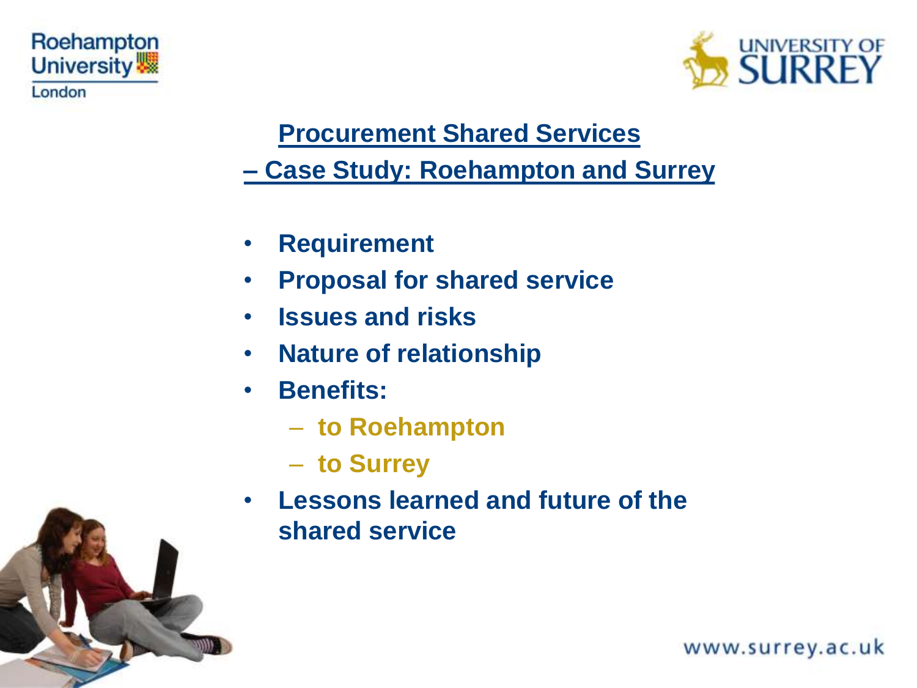Roehampton University London

UNIVERSITY OF SURREY

# Procurement Shared Services
## – Case Study: Roehampton and Surrey

- **Requirement**
- **Proposal for shared service**
- **Issues and risks**
- **Nature of relationship**
- **Benefits:**
  - **to Roehampton**
  - **to Surrey**
- **Lessons learned and future of the shared service**

www.surrey.ac.uk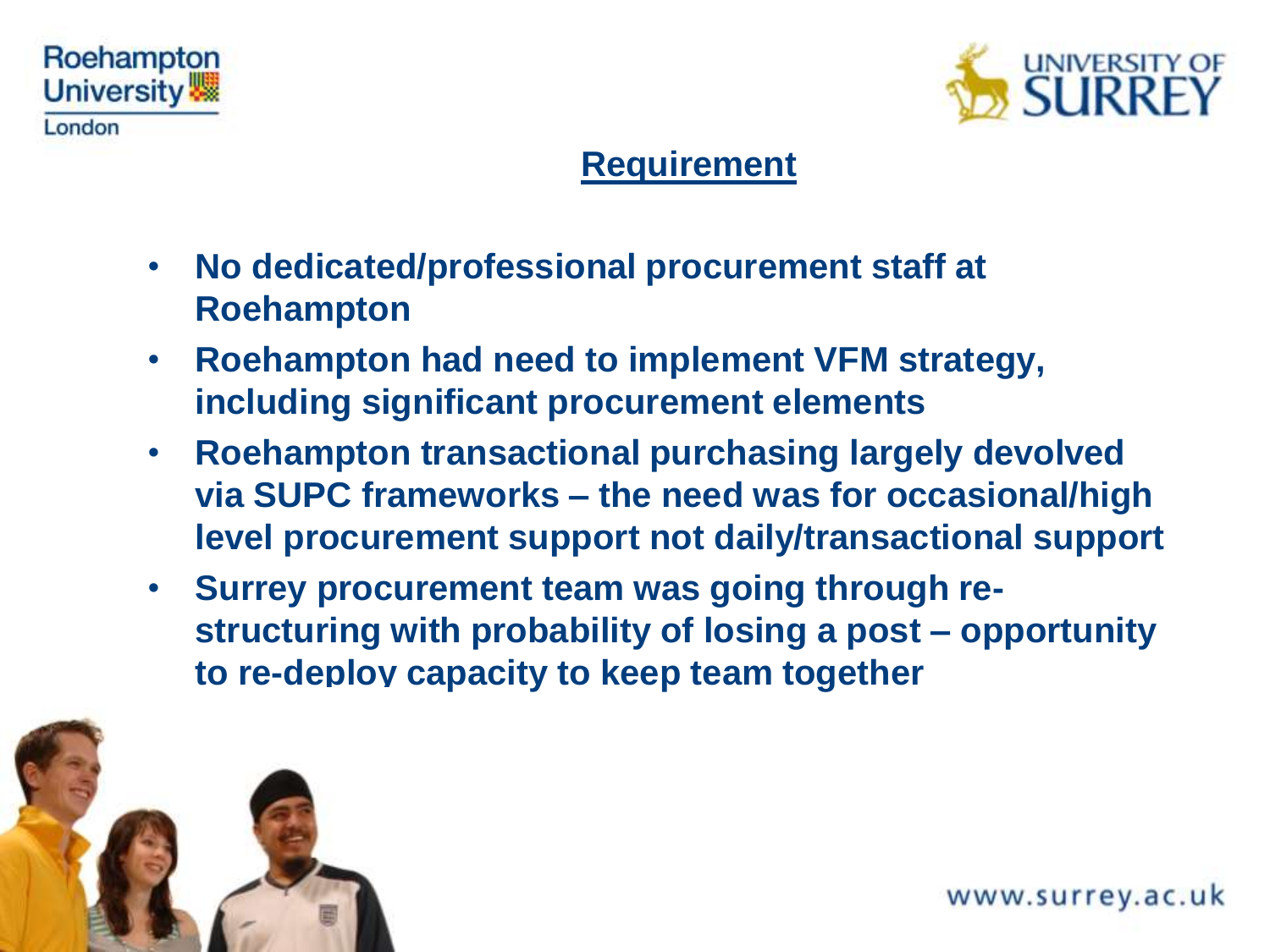## Requirement

- No dedicated/professional procurement staff at Roehampton
- Roehampton had need to implement VFM strategy, including significant procurement elements
- Roehampton transactional purchasing largely devolved via SUPC frameworks – the need was for occasional/high level procurement support not daily/transactional support
- Surrey procurement team was going through re-structuring with probability of losing a post – opportunity to re-deploy capacity to keep team together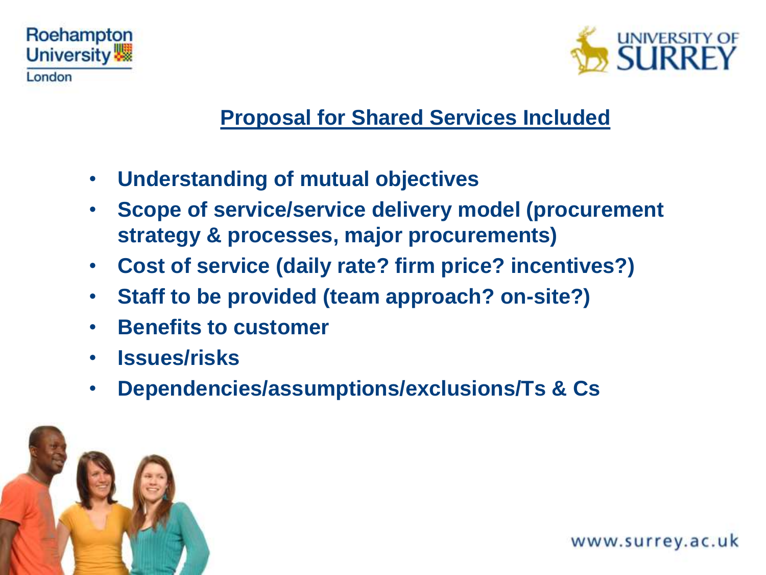## Proposal for Shared Services Included

- **Understanding of mutual objectives**
- **Scope of service/service delivery model (procurement strategy & processes, major procurements)**
- **Cost of service (daily rate? firm price? incentives?)**
- **Staff to be provided (team approach? on-site?)**
- **Benefits to customer**
- **Issues/risks**
- **Dependencies/assumptions/exclusions/Ts & Cs**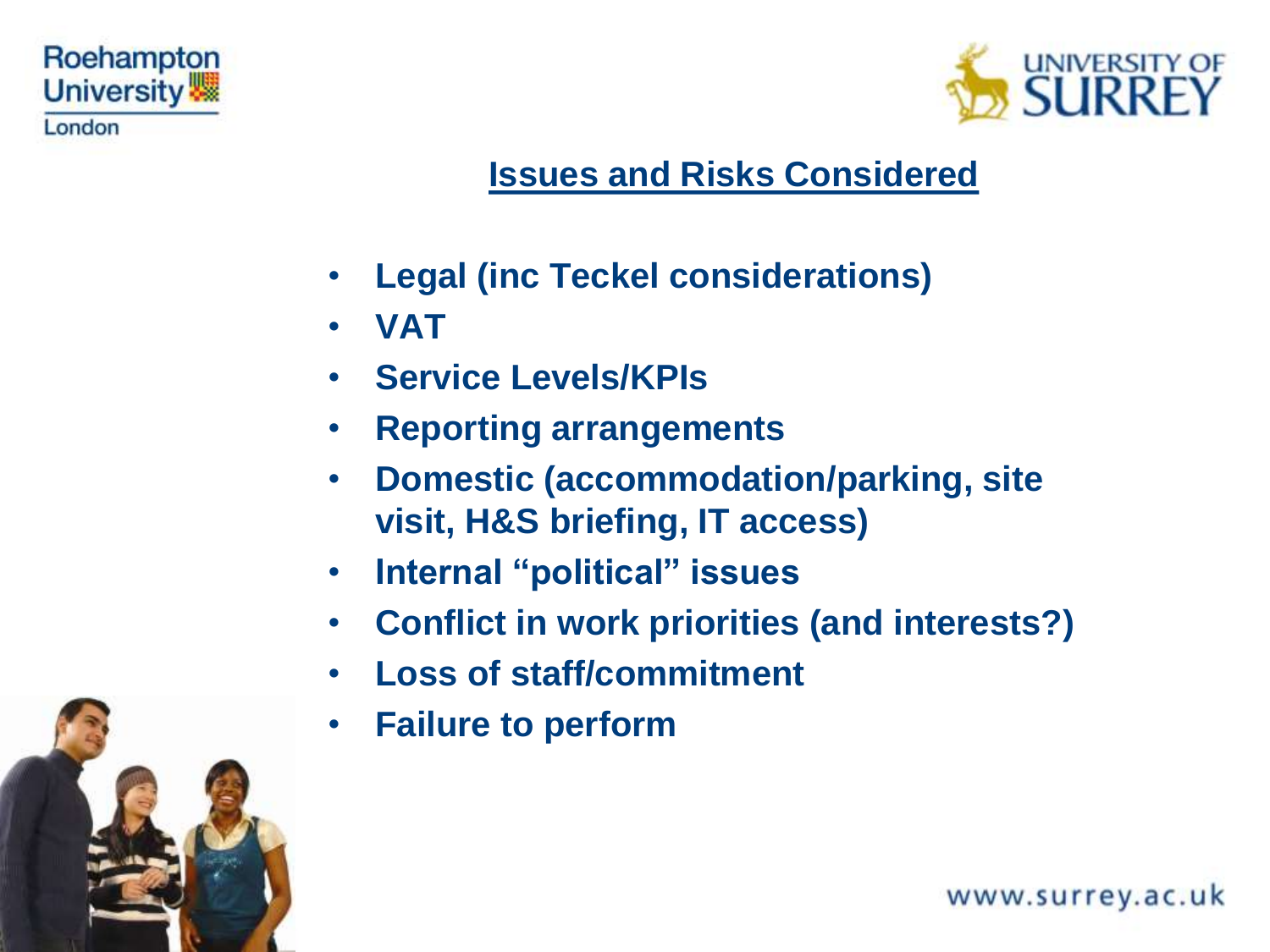## Issues and Risks Considered

- **Legal (inc Teckel considerations)**
- **VAT**
- **Service Levels/KPIs**
- **Reporting arrangements**
- **Domestic (accommodation/parking, site visit, H&S briefing, IT access)**
- **Internal "political" issues**
- **Conflict in work priorities (and interests?)**
- **Loss of staff/commitment**
- **Failure to perform**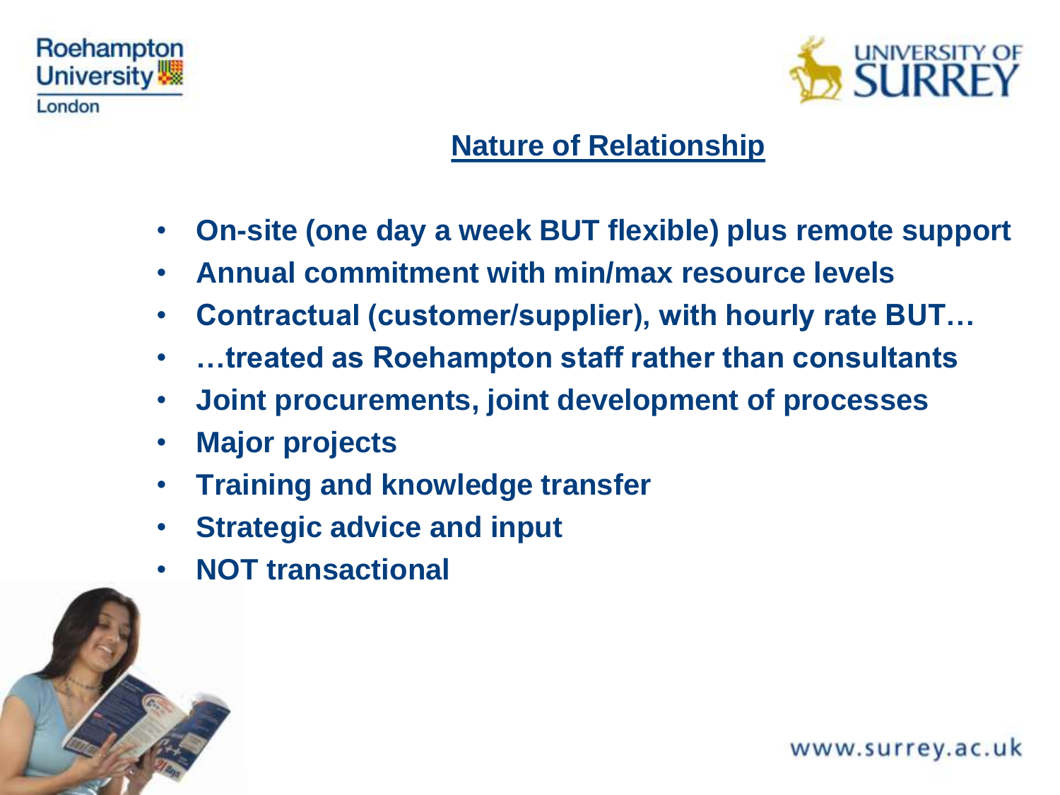## Nature of Relationship

- **On-site (one day a week BUT flexible) plus remote support**
- **Annual commitment with min/max resource levels**
- **Contractual (customer/supplier), with hourly rate BUT…**
- **…treated as Roehampton staff rather than consultants**
- **Joint procurements, joint development of processes**
- **Major projects**
- **Training and knowledge transfer**
- **Strategic advice and input**
- **NOT transactional**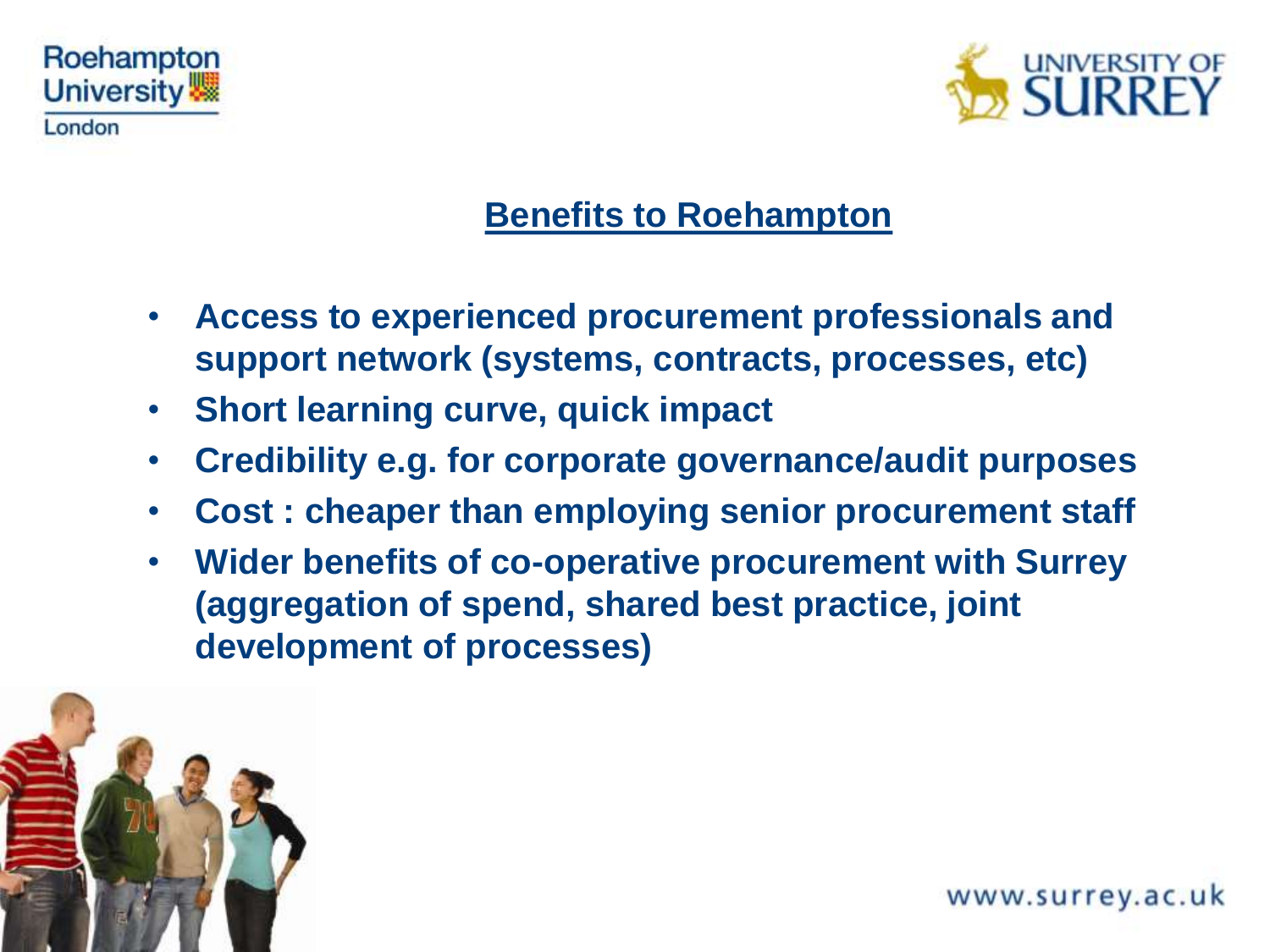## Benefits to Roehampton

- **Access to experienced procurement professionals and support network (systems, contracts, processes, etc)**
- **Short learning curve, quick impact**
- **Credibility e.g. for corporate governance/audit purposes**
- **Cost : cheaper than employing senior procurement staff**
- **Wider benefits of co-operative procurement with Surrey (aggregation of spend, shared best practice, joint development of processes)**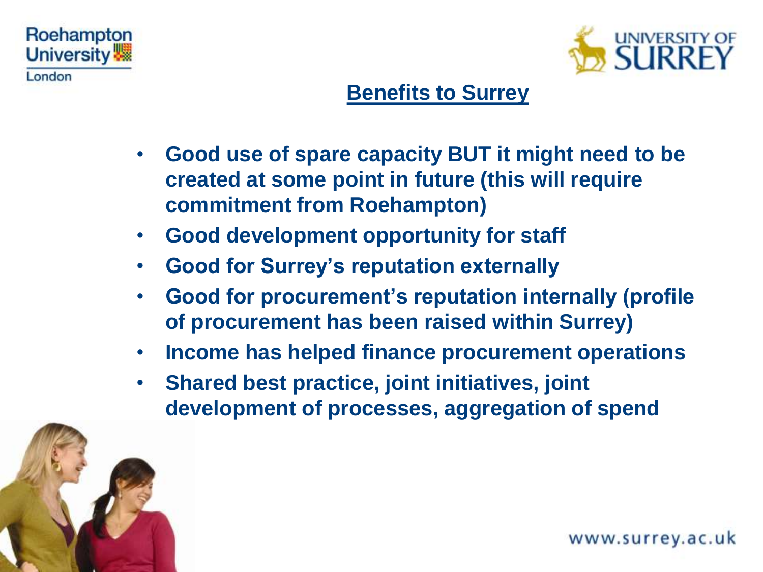## Benefits to Surrey

- **Good use of spare capacity BUT it might need to be created at some point in future (this will require commitment from Roehampton)**
- **Good development opportunity for staff**
- **Good for Surrey's reputation externally**
- **Good for procurement's reputation internally (profile of procurement has been raised within Surrey)**
- **Income has helped finance procurement operations**
- **Shared best practice, joint initiatives, joint development of processes, aggregation of spend**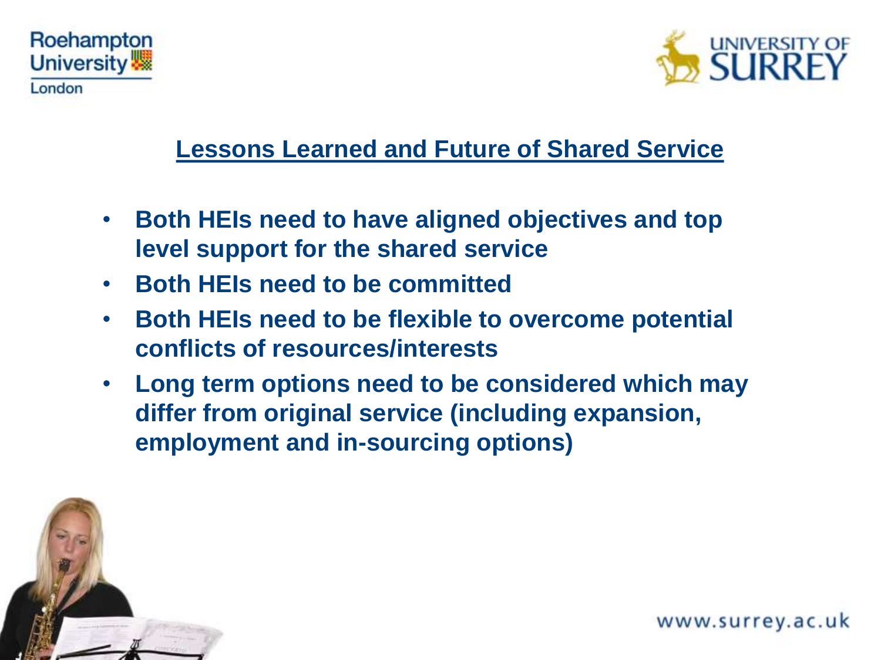## Lessons Learned and Future of Shared Service

- **Both HEIs need to have aligned objectives and top level support for the shared service**
- **Both HEIs need to be committed**
- **Both HEIs need to be flexible to overcome potential conflicts of resources/interests**
- **Long term options need to be considered which may differ from original service (including expansion, employment and in-sourcing options)**